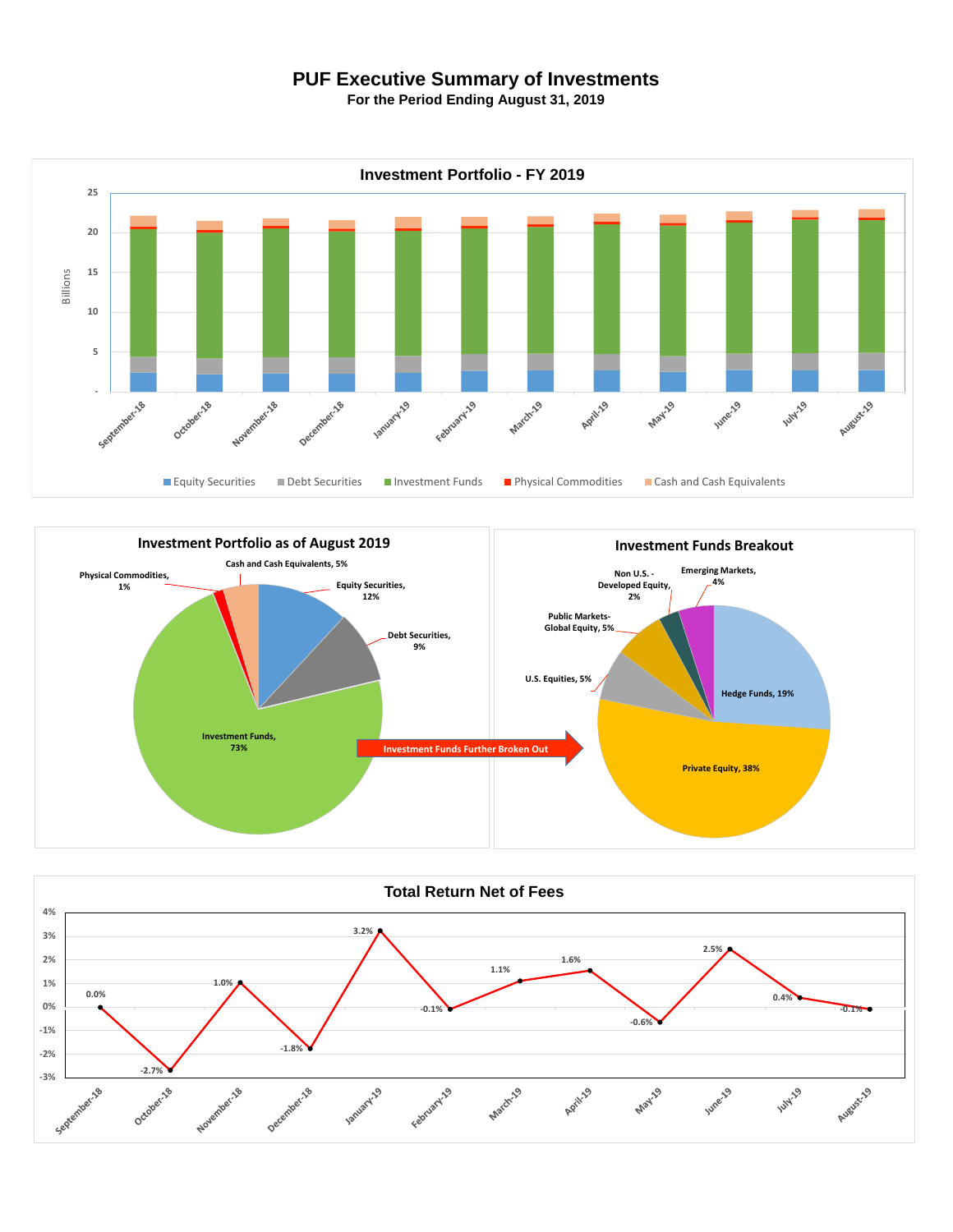# PUF Executive Summary of Investments

**For the Period Ending August 31, 2019**

## Investment Portfolio - FY 2019

Billions

25
20
15
10
5
-

September-18, October-18, November-18, December-18, January-19, February-19, March-19, April-19, May-19, June-19, July-19, August-19

Equity Securities | Debt Securities | Investment Funds | Physical Commodities | Cash and Cash Equivalents

## Investment Portfolio as of August 2019

- Cash and Cash Equivalents, 5%
- Physical Commodities, 1%
- Equity Securities, 12%
- Debt Securities, 9%
- Investment Funds, 73%

Investment Funds Further Broken Out

## Investment Funds Breakout

- Non U.S. - Developed Equity, 2%
- Emerging Markets, 4%
- Public Markets-Global Equity, 5%
- U.S. Equities, 5%
- Hedge Funds, 19%
- Private Equity, 38%

## Total Return Net of Fees

| Month | Return |
|---|---|
| September-18 | 0.0% |
| October-18 | -2.7% |
| November-18 | 1.0% |
| December-18 | -1.8% |
| January-19 | 3.2% |
| February-19 | -0.1% |
| March-19 | 1.1% |
| April-19 | 1.6% |
| May-19 | -0.6% |
| June-19 | 2.5% |
| July-19 | 0.4% |
| August-19 | -0.1% |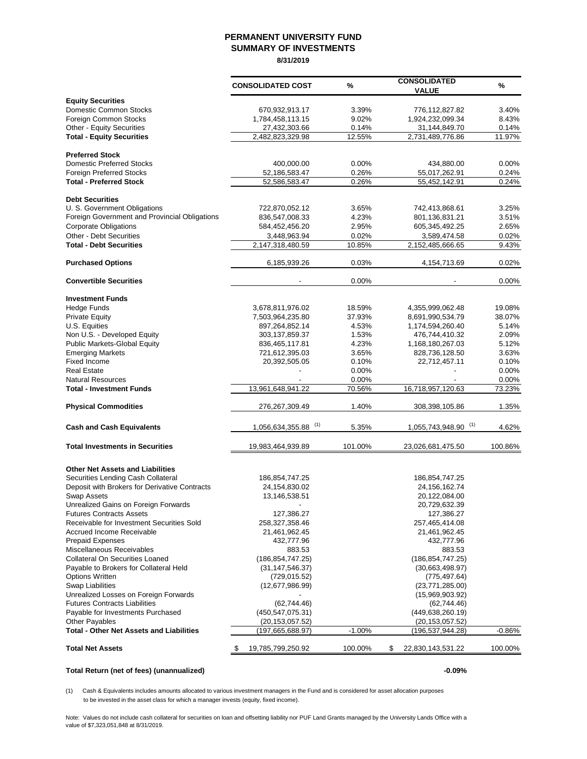# PERMANENT UNIVERSITY FUND
## SUMMARY OF INVESTMENTS
**8/31/2019**

| | CONSOLIDATED COST | % | CONSOLIDATED VALUE | % |
|---|---|---|---|---|
| **Equity Securities** | | | | |
| Domestic Common Stocks | 670,932,913.17 | 3.39% | 776,112,827.82 | 3.40% |
| Foreign Common Stocks | 1,784,458,113.15 | 9.02% | 1,924,232,099.34 | 8.43% |
| Other - Equity Securities | 27,432,303.66 | 0.14% | 31,144,849.70 | 0.14% |
| **Total - Equity Securities** | 2,482,823,329.98 | 12.55% | 2,731,489,776.86 | 11.97% |
| **Preferred Stock** | | | | |
| Domestic Preferred Stocks | 400,000.00 | 0.00% | 434,880.00 | 0.00% |
| Foreign Preferred Stocks | 52,186,583.47 | 0.26% | 55,017,262.91 | 0.24% |
| **Total - Preferred Stock** | 52,586,583.47 | 0.26% | 55,452,142.91 | 0.24% |
| **Debt Securities** | | | | |
| U. S. Government Obligations | 722,870,052.12 | 3.65% | 742,413,868.61 | 3.25% |
| Foreign Government and Provincial Obligations | 836,547,008.33 | 4.23% | 801,136,831.21 | 3.51% |
| Corporate Obligations | 584,452,456.20 | 2.95% | 605,345,492.25 | 2.65% |
| Other - Debt Securities | 3,448,963.94 | 0.02% | 3,589,474.58 | 0.02% |
| **Total - Debt Securities** | 2,147,318,480.59 | 10.85% | 2,152,485,666.65 | 9.43% |
| **Purchased Options** | 6,185,939.26 | 0.03% | 4,154,713.69 | 0.02% |
| **Convertible Securities** | - | 0.00% | - | 0.00% |
| **Investment Funds** | | | | |
| Hedge Funds | 3,678,811,976.02 | 18.59% | 4,355,999,062.48 | 19.08% |
| Private Equity | 7,503,964,235.80 | 37.93% | 8,691,990,534.79 | 38.07% |
| U.S. Equities | 897,264,852.14 | 4.53% | 1,174,594,260.40 | 5.14% |
| Non U.S. - Developed Equity | 303,137,859.37 | 1.53% | 476,744,410.32 | 2.09% |
| Public Markets-Global Equity | 836,465,117.81 | 4.23% | 1,168,180,267.03 | 5.12% |
| Emerging Markets | 721,612,395.03 | 3.65% | 828,736,128.50 | 3.63% |
| Fixed Income | 20,392,505.05 | 0.10% | 22,712,457.11 | 0.10% |
| Real Estate | - | 0.00% | - | 0.00% |
| Natural Resources | - | 0.00% | - | 0.00% |
| **Total - Investment Funds** | 13,961,648,941.22 | 70.56% | 16,718,957,120.63 | 73.23% |
| **Physical Commodities** | 276,267,309.49 | 1.40% | 308,398,105.86 | 1.35% |
| **Cash and Cash Equivalents** | 1,056,634,355.88 (1) | 5.35% | 1,055,743,948.90 (1) | 4.62% |
| **Total Investments in Securities** | 19,983,464,939.89 | 101.00% | 23,026,681,475.50 | 100.86% |
| **Other Net Assets and Liabilities** | | | | |
| Securities Lending Cash Collateral | 186,854,747.25 | | 186,854,747.25 | |
| Deposit with Brokers for Derivative Contracts | 24,154,830.02 | | 24,156,162.74 | |
| Swap Assets | 13,146,538.51 | | 20,122,084.00 | |
| Unrealized Gains on Foreign Forwards | - | | 20,729,632.39 | |
| Futures Contracts Assets | 127,386.27 | | 127,386.27 | |
| Receivable for Investment Securities Sold | 258,327,358.46 | | 257,465,414.08 | |
| Accrued Income Receivable | 21,461,962.45 | | 21,461,962.45 | |
| Prepaid Expenses | 432,777.96 | | 432,777.96 | |
| Miscellaneous Receivables | 883.53 | | 883.53 | |
| Collateral On Securities Loaned | (186,854,747.25) | | (186,854,747.25) | |
| Payable to Brokers for Collateral Held | (31,147,546.37) | | (30,663,498.97) | |
| Options Written | (729,015.52) | | (775,497.64) | |
| Swap Liabilities | (12,677,986.99) | | (23,771,285.00) | |
| Unrealized Losses on Foreign Forwards | - | | (15,969,903.92) | |
| Futures Contracts Liabilities | (62,744.46) | | (62,744.46) | |
| Payable for Investments Purchased | (450,547,075.31) | | (449,638,260.19) | |
| Other Payables | (20,153,057.52) | | (20,153,057.52) | |
| **Total - Other Net Assets and Liabilities** | (197,665,688.97) | -1.00% | (196,537,944.28) | -0.86% |
| **Total Net Assets** | $ 19,785,799,250.92 | 100.00% | $ 22,830,143,531.22 | 100.00% |

**Total Return (net of fees) (unannualized)** **-0.09%**

(1) Cash & Equivalents includes amounts allocated to various investment managers in the Fund and is considered for asset allocation purposes to be invested in the asset class for which a manager invests (equity, fixed income).

Note: Values do not include cash collateral for securities on loan and offsetting liability nor PUF Land Grants managed by the University Lands Office with a value of $7,323,051,848 at 8/31/2019.